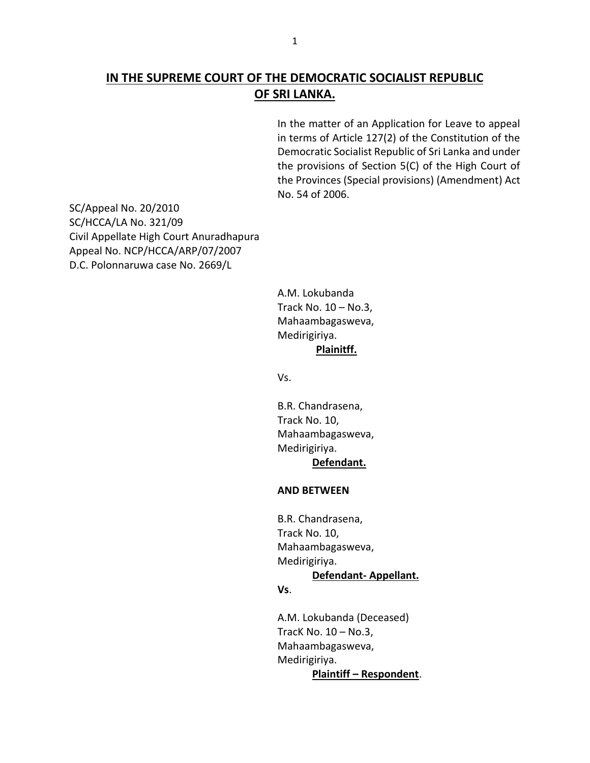## IN THE SUPREME COURT OF THE DEMOCRATIC SOCIALIST REPUBLIC OF SRI LANKA.

In the matter of an Application for Leave to appeal in terms of Article 127(2) of the Constitution of the Democratic Socialist Republic of Sri Lanka and under the provisions of Section 5(C) of the High Court of the Provinces (Special provisions) (Amendment) Act No. 54 of 2006.

SC/Appeal No. 20/2010
SC/HCCA/LA No. 321/09
Civil Appellate High Court Anuradhapura
Appeal No. NCP/HCCA/ARP/07/2007
D.C. Polonnaruwa case No. 2669/L

A.M. Lokubanda
Track No. 10 – No.3,
Mahaambagasweva,
Medirigiriya.

**Plainitff.**

Vs.

B.R. Chandrasena,
Track No. 10,
Mahaambagasweva,
Medirigiriya.

**Defendant.**

**AND BETWEEN**

B.R. Chandrasena,
Track No. 10,
Mahaambagasweva,
Medirigiriya.

**Defendant- Appellant.**

**Vs**.

A.M. Lokubanda (Deceased)
TracK No. 10 – No.3,
Mahaambagasweva,
Medirigiriya.

**Plaintiff – Respondent**.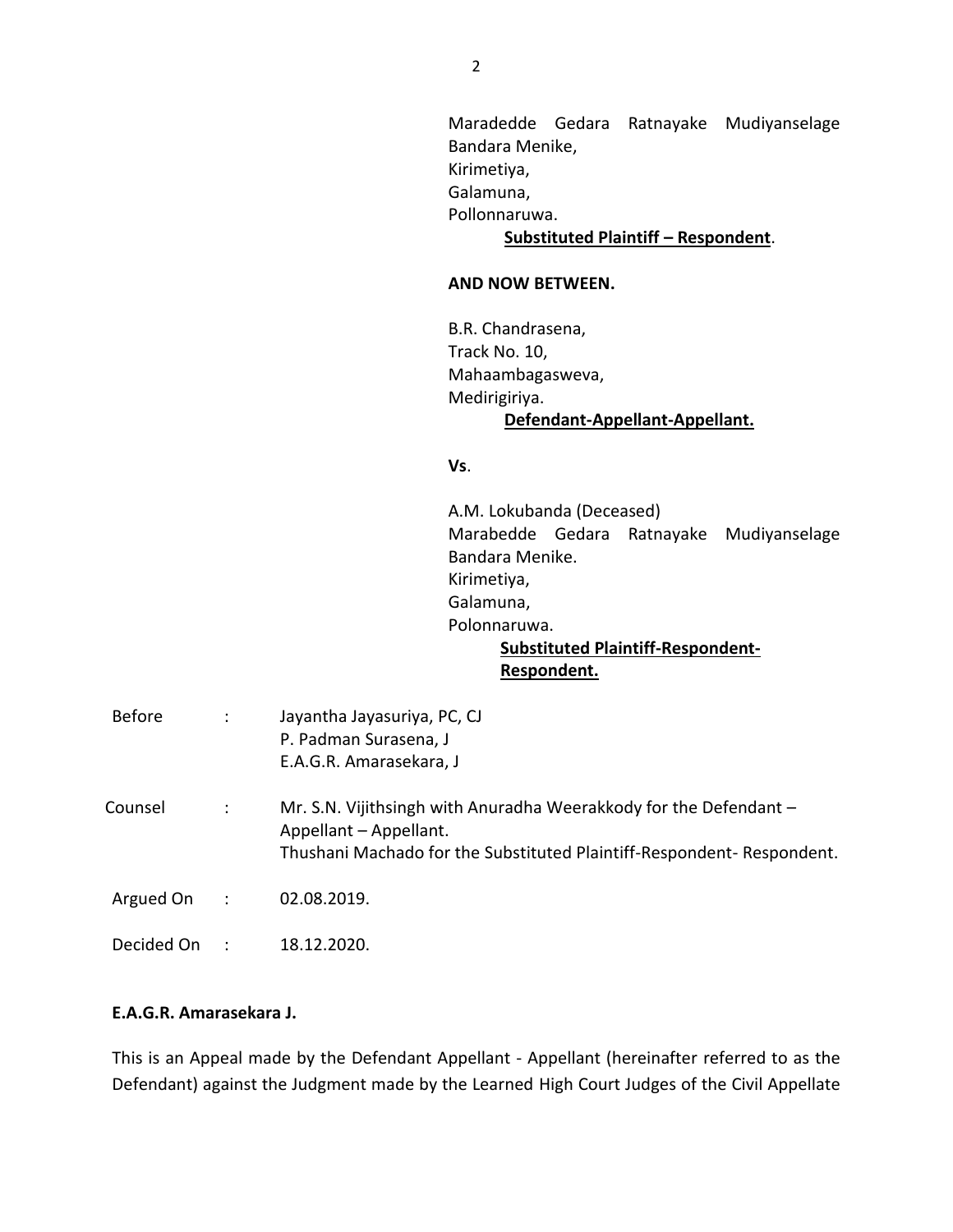Maradedde Gedara Ratnayake Mudiyanselage Bandara Menike,
Kirimetiya,
Galamuna,
Pollonnaruwa.

**Substituted Plaintiff – Respondent**.

**AND NOW BETWEEN.**

B.R. Chandrasena,
Track No. 10,
Mahaambagasweva,
Medirigiriya.

**Defendant-Appellant-Appellant.**

**Vs**.

A.M. Lokubanda (Deceased)
Marabedde Gedara Ratnayake Mudiyanselage Bandara Menike.
Kirimetiya,
Galamuna,
Polonnaruwa.

**Substituted Plaintiff-Respondent-Respondent.**

Before : Jayantha Jayasuriya, PC, CJ
P. Padman Surasena, J
E.A.G.R. Amarasekara, J

Counsel : Mr. S.N. Vijithsingh with Anuradha Weerakkody for the Defendant – Appellant – Appellant.
Thushani Machado for the Substituted Plaintiff-Respondent- Respondent.

Argued On : 02.08.2019.

Decided On : 18.12.2020.

**E.A.G.R. Amarasekara J.**

This is an Appeal made by the Defendant Appellant - Appellant (hereinafter referred to as the Defendant) against the Judgment made by the Learned High Court Judges of the Civil Appellate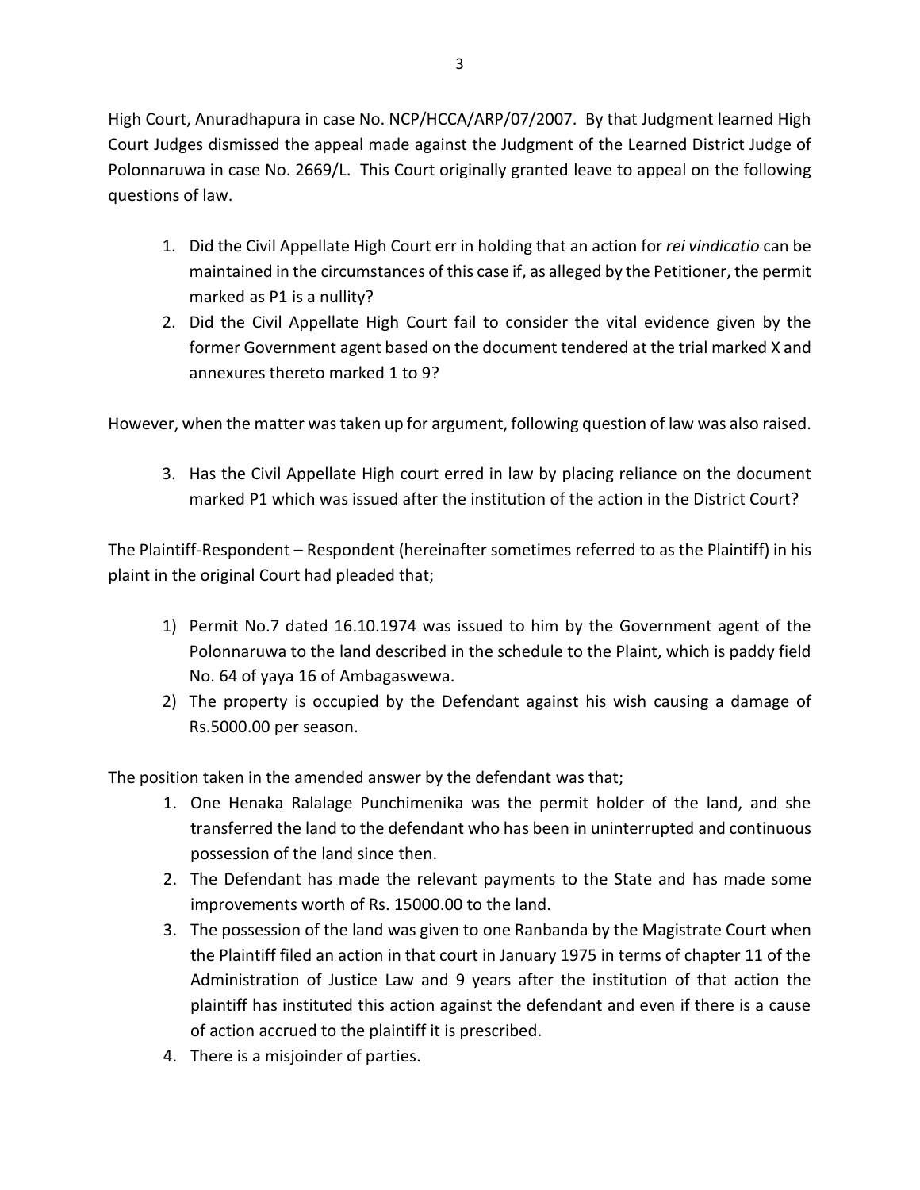High Court, Anuradhapura in case No. NCP/HCCA/ARP/07/2007. By that Judgment learned High Court Judges dismissed the appeal made against the Judgment of the Learned District Judge of Polonnaruwa in case No. 2669/L. This Court originally granted leave to appeal on the following questions of law.

1. Did the Civil Appellate High Court err in holding that an action for *rei vindicatio* can be maintained in the circumstances of this case if, as alleged by the Petitioner, the permit marked as P1 is a nullity?
2. Did the Civil Appellate High Court fail to consider the vital evidence given by the former Government agent based on the document tendered at the trial marked X and annexures thereto marked 1 to 9?

However, when the matter was taken up for argument, following question of law was also raised.

3. Has the Civil Appellate High court erred in law by placing reliance on the document marked P1 which was issued after the institution of the action in the District Court?

The Plaintiff-Respondent – Respondent (hereinafter sometimes referred to as the Plaintiff) in his plaint in the original Court had pleaded that;

1) Permit No.7 dated 16.10.1974 was issued to him by the Government agent of the Polonnaruwa to the land described in the schedule to the Plaint, which is paddy field No. 64 of yaya 16 of Ambagaswewa.
2) The property is occupied by the Defendant against his wish causing a damage of Rs.5000.00 per season.

The position taken in the amended answer by the defendant was that;

1. One Henaka Ralalage Punchimenika was the permit holder of the land, and she transferred the land to the defendant who has been in uninterrupted and continuous possession of the land since then.
2. The Defendant has made the relevant payments to the State and has made some improvements worth of Rs. 15000.00 to the land.
3. The possession of the land was given to one Ranbanda by the Magistrate Court when the Plaintiff filed an action in that court in January 1975 in terms of chapter 11 of the Administration of Justice Law and 9 years after the institution of that action the plaintiff has instituted this action against the defendant and even if there is a cause of action accrued to the plaintiff it is prescribed.
4. There is a misjoinder of parties.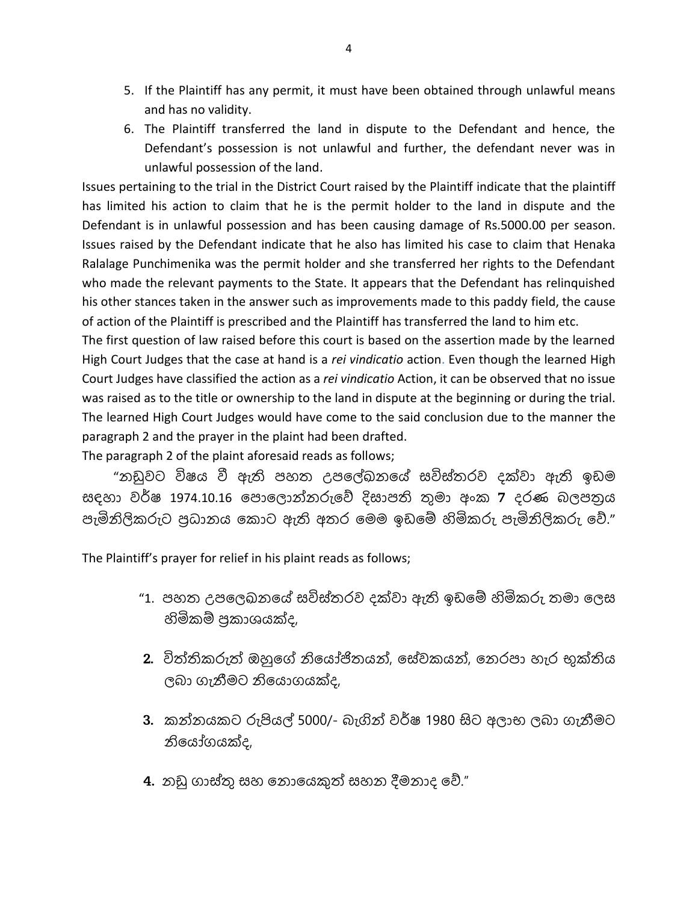5. If the Plaintiff has any permit, it must have been obtained through unlawful means and has no validity.
6. The Plaintiff transferred the land in dispute to the Defendant and hence, the Defendant's possession is not unlawful and further, the defendant never was in unlawful possession of the land.

Issues pertaining to the trial in the District Court raised by the Plaintiff indicate that the plaintiff has limited his action to claim that he is the permit holder to the land in dispute and the Defendant is in unlawful possession and has been causing damage of Rs.5000.00 per season. Issues raised by the Defendant indicate that he also has limited his case to claim that Henaka Ralalage Punchimenika was the permit holder and she transferred her rights to the Defendant who made the relevant payments to the State. It appears that the Defendant has relinquished his other stances taken in the answer such as improvements made to this paddy field, the cause of action of the Plaintiff is prescribed and the Plaintiff has transferred the land to him etc.

The first question of law raised before this court is based on the assertion made by the learned High Court Judges that the case at hand is a *rei vindicatio* action. Even though the learned High Court Judges have classified the action as a *rei vindicatio* Action, it can be observed that no issue was raised as to the title or ownership to the land in dispute at the beginning or during the trial. The learned High Court Judges would have come to the said conclusion due to the manner the paragraph 2 and the prayer in the plaint had been drafted.

The paragraph 2 of the plaint aforesaid reads as follows;

"නඩුවට විෂය වී ඇති පහත උපලේඛනයේ සවිස්තරව දක්වා ඇති ඉඩම සඳහා වර්ෂ 1974.10.16 පොලොන්නරුවේ දිසාපති තුමා අංක **7** දරණ බලපත්‍රය පැමිනිලිකරුට ප්‍රධානය කොට ඇති අතර මෙම ඉඩමේ හිමිකරු පැමිනිලිකරු වේ."

The Plaintiff's prayer for relief in his plaint reads as follows;

"1. පහත උපලෙඛනයේ සවිස්තරව දක්වා ඇති ඉඩමේ හිමිකරු තමා ලෙස හිමිකම් ප්‍රකාශයක්ද,

**2.** විත්තිකරුත් ඔහුගේ නියෝජිතයන්, සේවකයන්, නෙරපා හැර භුක්තිය ලබා ගැනීමට නියොගයක්ද,

**3.** කන්නයකට රුපියල් 5000/- බැගින් වර්ෂ 1980 සිට අලාභ ලබා ගැනීමට නියෝගයක්ද,

**4.** නඩු ගාස්තු සහ නොයෙකුත් සහන දීමනාද වේ."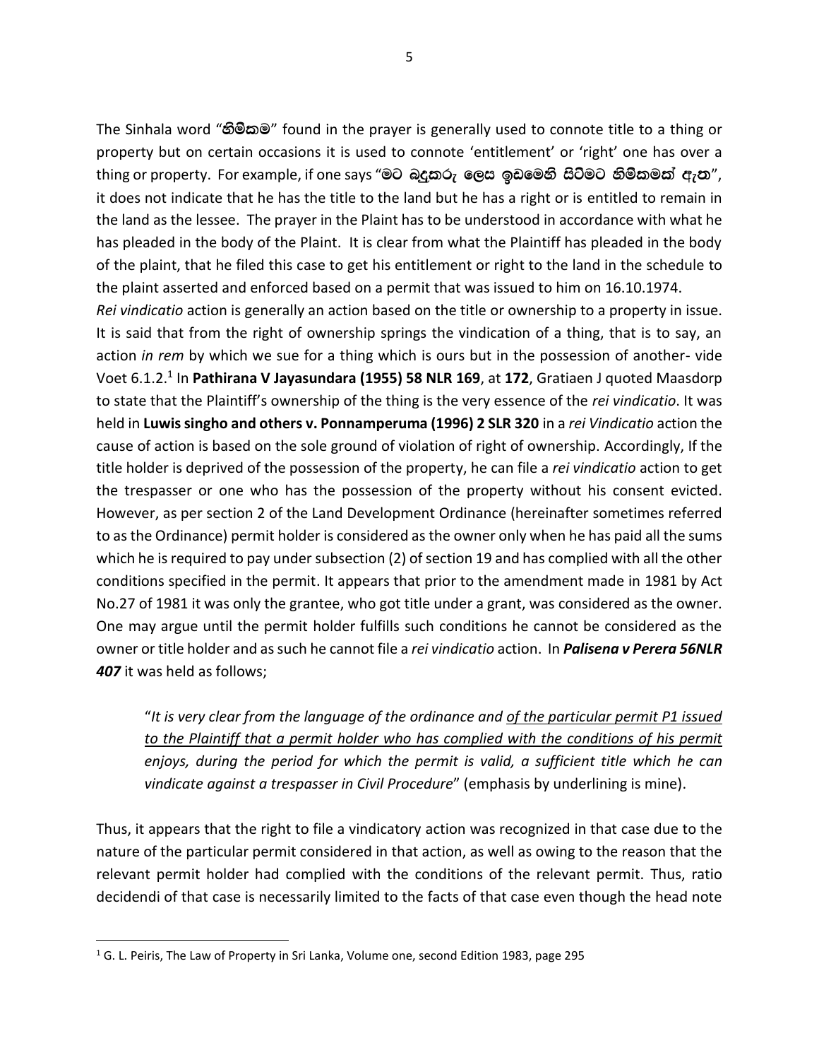The Sinhala word "**හිමිකම**" found in the prayer is generally used to connote title to a thing or property but on certain occasions it is used to connote 'entitlement' or 'right' one has over a thing or property. For example, if one says "**මට බදුකරු ලෙස ඉඩමෙහි සිටීමට හිමිකමක් ඇත**", it does not indicate that he has the title to the land but he has a right or is entitled to remain in the land as the lessee. The prayer in the Plaint has to be understood in accordance with what he has pleaded in the body of the Plaint. It is clear from what the Plaintiff has pleaded in the body of the plaint, that he filed this case to get his entitlement or right to the land in the schedule to the plaint asserted and enforced based on a permit that was issued to him on 16.10.1974.

*Rei vindicatio* action is generally an action based on the title or ownership to a property in issue. It is said that from the right of ownership springs the vindication of a thing, that is to say, an action *in rem* by which we sue for a thing which is ours but in the possession of another- vide Voet 6.1.2.[1] In **Pathirana V Jayasundara (1955) 58 NLR 169**, at **172**, Gratiaen J quoted Maasdorp to state that the Plaintiff's ownership of the thing is the very essence of the *rei vindicatio*. It was held in **Luwis singho and others v. Ponnamperuma (1996) 2 SLR 320** in a *rei Vindicatio* action the cause of action is based on the sole ground of violation of right of ownership. Accordingly, If the title holder is deprived of the possession of the property, he can file a *rei vindicatio* action to get the trespasser or one who has the possession of the property without his consent evicted. However, as per section 2 of the Land Development Ordinance (hereinafter sometimes referred to as the Ordinance) permit holder is considered as the owner only when he has paid all the sums which he is required to pay under subsection (2) of section 19 and has complied with all the other conditions specified in the permit. It appears that prior to the amendment made in 1981 by Act No.27 of 1981 it was only the grantee, who got title under a grant, was considered as the owner. One may argue until the permit holder fulfills such conditions he cannot be considered as the owner or title holder and as such he cannot file a *rei vindicatio* action. In ***Palisena v Perera 56NLR 407*** it was held as follows;

> "*It is very clear from the language of the ordinance and <u>of the particular permit P1 issued to the Plaintiff that a permit holder who has complied with the conditions of his permit</u> enjoys, during the period for which the permit is valid, a sufficient title which he can vindicate against a trespasser in Civil Procedure*" (emphasis by underlining is mine).

Thus, it appears that the right to file a vindicatory action was recognized in that case due to the nature of the particular permit considered in that action, as well as owing to the reason that the relevant permit holder had complied with the conditions of the relevant permit. Thus, ratio decidendi of that case is necessarily limited to the facts of that case even though the head note

---

[1] G. L. Peiris, The Law of Property in Sri Lanka, Volume one, second Edition 1983, page 295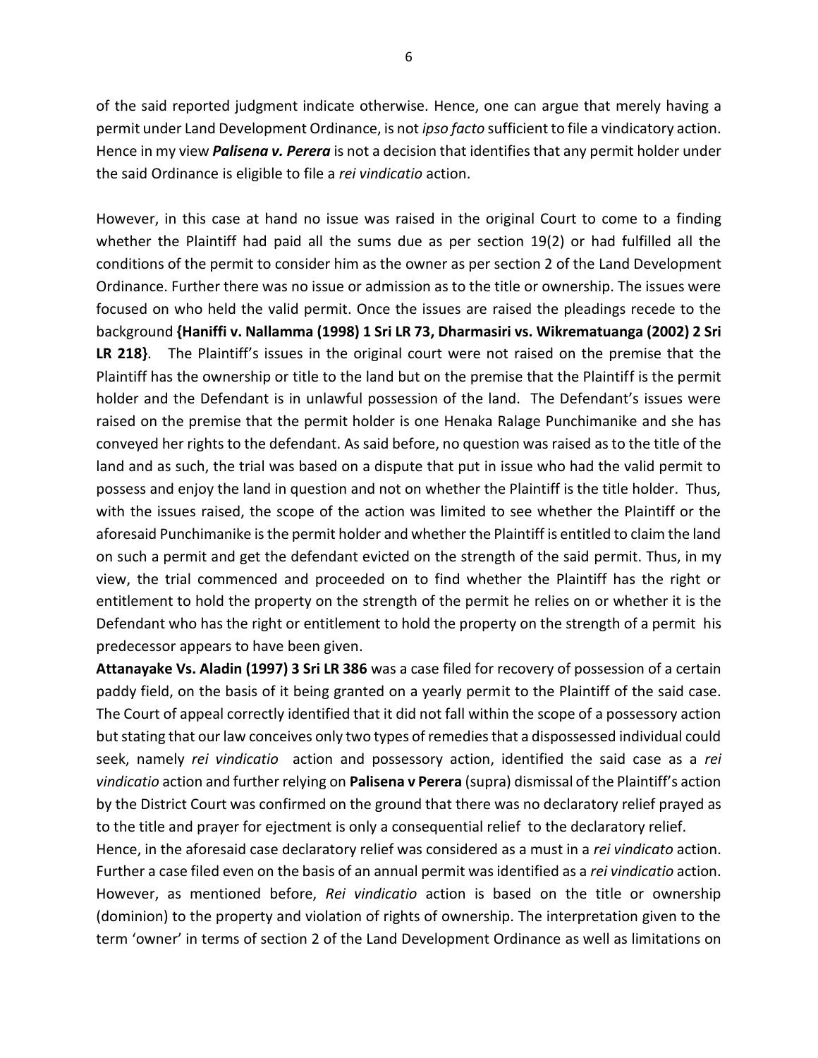of the said reported judgment indicate otherwise. Hence, one can argue that merely having a permit under Land Development Ordinance, is not *ipso facto* sufficient to file a vindicatory action. Hence in my view ***Palisena v. Perera*** is not a decision that identifies that any permit holder under the said Ordinance is eligible to file a *rei vindicatio* action.

However, in this case at hand no issue was raised in the original Court to come to a finding whether the Plaintiff had paid all the sums due as per section 19(2) or had fulfilled all the conditions of the permit to consider him as the owner as per section 2 of the Land Development Ordinance. Further there was no issue or admission as to the title or ownership. The issues were focused on who held the valid permit. Once the issues are raised the pleadings recede to the background **{Haniffi v. Nallamma (1998) 1 Sri LR 73, Dharmasiri vs. Wikrematuanga (2002) 2 Sri LR 218}**. The Plaintiff's issues in the original court were not raised on the premise that the Plaintiff has the ownership or title to the land but on the premise that the Plaintiff is the permit holder and the Defendant is in unlawful possession of the land. The Defendant's issues were raised on the premise that the permit holder is one Henaka Ralage Punchimanike and she has conveyed her rights to the defendant. As said before, no question was raised as to the title of the land and as such, the trial was based on a dispute that put in issue who had the valid permit to possess and enjoy the land in question and not on whether the Plaintiff is the title holder. Thus, with the issues raised, the scope of the action was limited to see whether the Plaintiff or the aforesaid Punchimanike is the permit holder and whether the Plaintiff is entitled to claim the land on such a permit and get the defendant evicted on the strength of the said permit. Thus, in my view, the trial commenced and proceeded on to find whether the Plaintiff has the right or entitlement to hold the property on the strength of the permit he relies on or whether it is the Defendant who has the right or entitlement to hold the property on the strength of a permit his predecessor appears to have been given.

**Attanayake Vs. Aladin (1997) 3 Sri LR 386** was a case filed for recovery of possession of a certain paddy field, on the basis of it being granted on a yearly permit to the Plaintiff of the said case. The Court of appeal correctly identified that it did not fall within the scope of a possessory action but stating that our law conceives only two types of remedies that a dispossessed individual could seek, namely *rei vindicatio* action and possessory action, identified the said case as a *rei vindicatio* action and further relying on **Palisena v Perera** (supra) dismissal of the Plaintiff's action by the District Court was confirmed on the ground that there was no declaratory relief prayed as to the title and prayer for ejectment is only a consequential relief to the declaratory relief.

Hence, in the aforesaid case declaratory relief was considered as a must in a *rei vindicato* action. Further a case filed even on the basis of an annual permit was identified as a *rei vindicatio* action. However, as mentioned before, *Rei vindicatio* action is based on the title or ownership (dominion) to the property and violation of rights of ownership. The interpretation given to the term 'owner' in terms of section 2 of the Land Development Ordinance as well as limitations on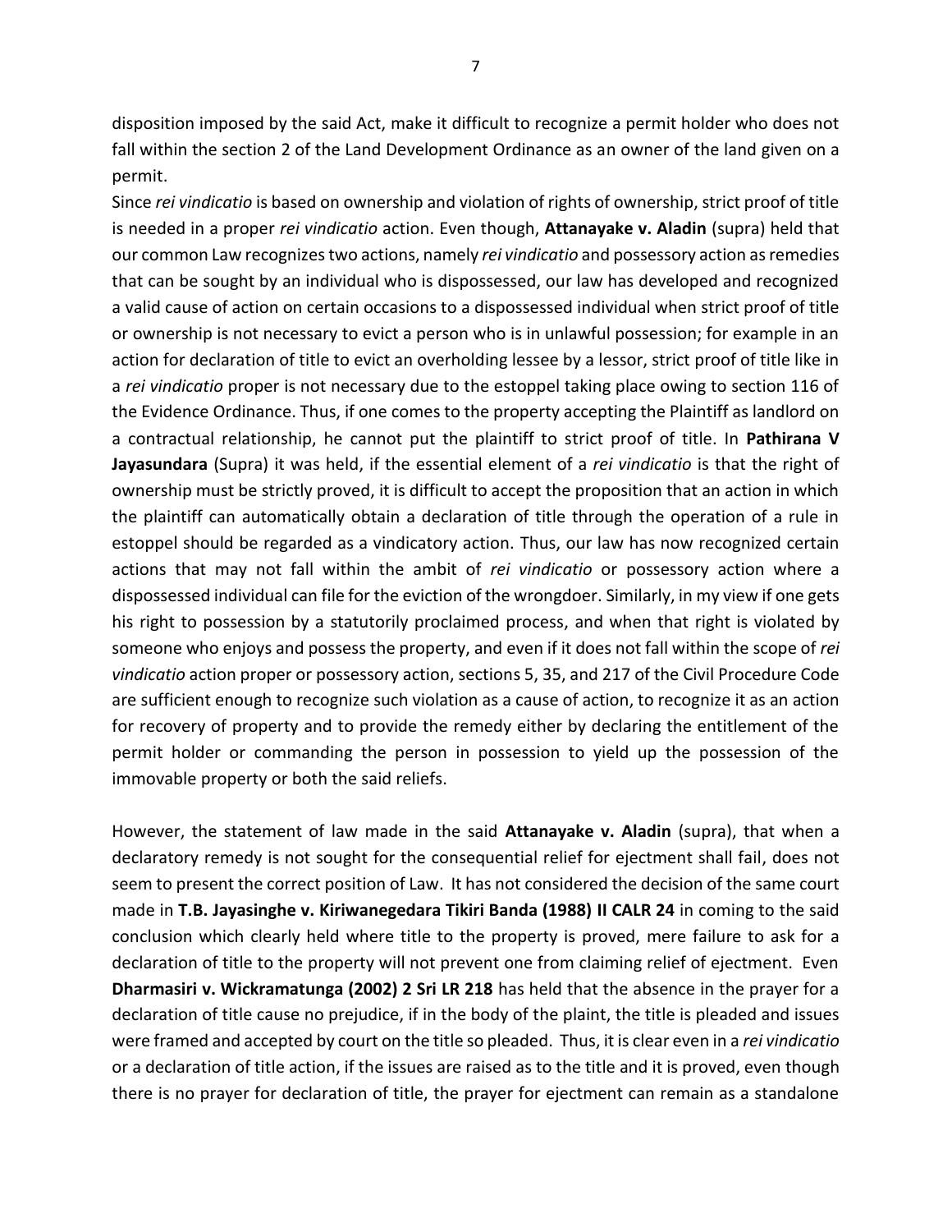disposition imposed by the said Act, make it difficult to recognize a permit holder who does not fall within the section 2 of the Land Development Ordinance as an owner of the land given on a permit.

Since *rei vindicatio* is based on ownership and violation of rights of ownership, strict proof of title is needed in a proper *rei vindicatio* action. Even though, **Attanayake v. Aladin** (supra) held that our common Law recognizes two actions, namely *rei vindicatio* and possessory action as remedies that can be sought by an individual who is dispossessed, our law has developed and recognized a valid cause of action on certain occasions to a dispossessed individual when strict proof of title or ownership is not necessary to evict a person who is in unlawful possession; for example in an action for declaration of title to evict an overholding lessee by a lessor, strict proof of title like in a *rei vindicatio* proper is not necessary due to the estoppel taking place owing to section 116 of the Evidence Ordinance. Thus, if one comes to the property accepting the Plaintiff as landlord on a contractual relationship, he cannot put the plaintiff to strict proof of title. In **Pathirana V Jayasundara** (Supra) it was held, if the essential element of a *rei vindicatio* is that the right of ownership must be strictly proved, it is difficult to accept the proposition that an action in which the plaintiff can automatically obtain a declaration of title through the operation of a rule in estoppel should be regarded as a vindicatory action. Thus, our law has now recognized certain actions that may not fall within the ambit of *rei vindicatio* or possessory action where a dispossessed individual can file for the eviction of the wrongdoer. Similarly, in my view if one gets his right to possession by a statutorily proclaimed process, and when that right is violated by someone who enjoys and possess the property, and even if it does not fall within the scope of *rei vindicatio* action proper or possessory action, sections 5, 35, and 217 of the Civil Procedure Code are sufficient enough to recognize such violation as a cause of action, to recognize it as an action for recovery of property and to provide the remedy either by declaring the entitlement of the permit holder or commanding the person in possession to yield up the possession of the immovable property or both the said reliefs.

However, the statement of law made in the said **Attanayake v. Aladin** (supra), that when a declaratory remedy is not sought for the consequential relief for ejectment shall fail, does not seem to present the correct position of Law. It has not considered the decision of the same court made in **T.B. Jayasinghe v. Kiriwanegedara Tikiri Banda (1988) II CALR 24** in coming to the said conclusion which clearly held where title to the property is proved, mere failure to ask for a declaration of title to the property will not prevent one from claiming relief of ejectment. Even **Dharmasiri v. Wickramatunga (2002) 2 Sri LR 218** has held that the absence in the prayer for a declaration of title cause no prejudice, if in the body of the plaint, the title is pleaded and issues were framed and accepted by court on the title so pleaded. Thus, it is clear even in a *rei vindicatio* or a declaration of title action, if the issues are raised as to the title and it is proved, even though there is no prayer for declaration of title, the prayer for ejectment can remain as a standalone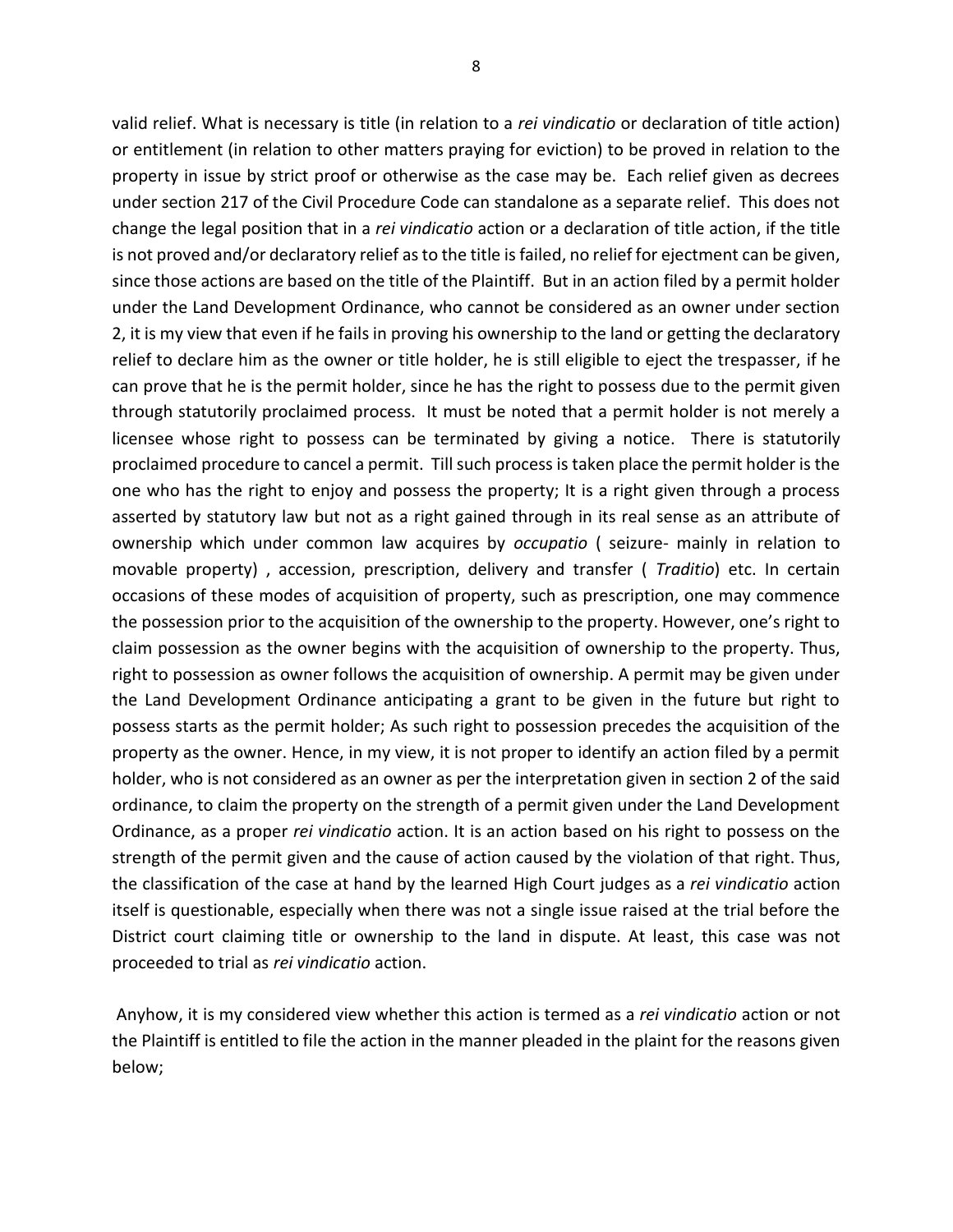valid relief. What is necessary is title (in relation to a *rei vindicatio* or declaration of title action) or entitlement (in relation to other matters praying for eviction) to be proved in relation to the property in issue by strict proof or otherwise as the case may be. Each relief given as decrees under section 217 of the Civil Procedure Code can standalone as a separate relief. This does not change the legal position that in a *rei vindicatio* action or a declaration of title action, if the title is not proved and/or declaratory relief as to the title is failed, no relief for ejectment can be given, since those actions are based on the title of the Plaintiff. But in an action filed by a permit holder under the Land Development Ordinance, who cannot be considered as an owner under section 2, it is my view that even if he fails in proving his ownership to the land or getting the declaratory relief to declare him as the owner or title holder, he is still eligible to eject the trespasser, if he can prove that he is the permit holder, since he has the right to possess due to the permit given through statutorily proclaimed process. It must be noted that a permit holder is not merely a licensee whose right to possess can be terminated by giving a notice. There is statutorily proclaimed procedure to cancel a permit. Till such process is taken place the permit holder is the one who has the right to enjoy and possess the property; It is a right given through a process asserted by statutory law but not as a right gained through in its real sense as an attribute of ownership which under common law acquires by *occupatio* ( seizure- mainly in relation to movable property) , accession, prescription, delivery and transfer ( *Traditio*) etc. In certain occasions of these modes of acquisition of property, such as prescription, one may commence the possession prior to the acquisition of the ownership to the property. However, one's right to claim possession as the owner begins with the acquisition of ownership to the property. Thus, right to possession as owner follows the acquisition of ownership. A permit may be given under the Land Development Ordinance anticipating a grant to be given in the future but right to possess starts as the permit holder; As such right to possession precedes the acquisition of the property as the owner. Hence, in my view, it is not proper to identify an action filed by a permit holder, who is not considered as an owner as per the interpretation given in section 2 of the said ordinance, to claim the property on the strength of a permit given under the Land Development Ordinance, as a proper *rei vindicatio* action. It is an action based on his right to possess on the strength of the permit given and the cause of action caused by the violation of that right. Thus, the classification of the case at hand by the learned High Court judges as a *rei vindicatio* action itself is questionable, especially when there was not a single issue raised at the trial before the District court claiming title or ownership to the land in dispute. At least, this case was not proceeded to trial as *rei vindicatio* action.

Anyhow, it is my considered view whether this action is termed as a *rei vindicatio* action or not the Plaintiff is entitled to file the action in the manner pleaded in the plaint for the reasons given below;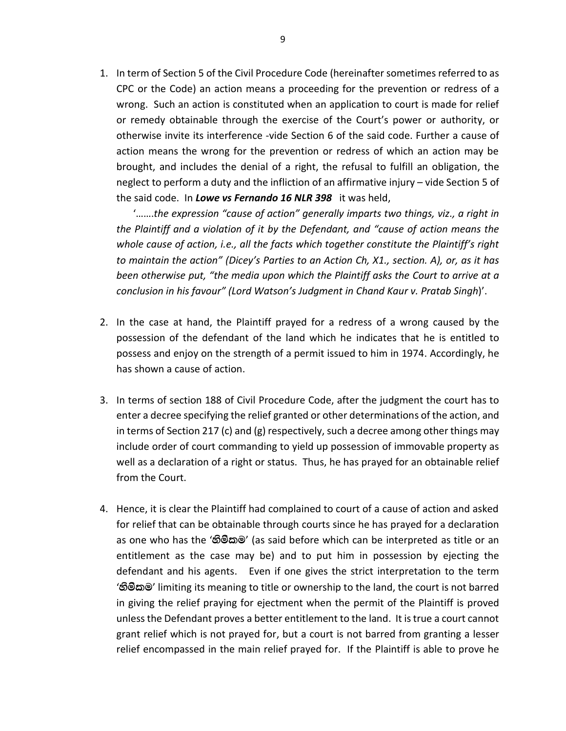1. In term of Section 5 of the Civil Procedure Code (hereinafter sometimes referred to as CPC or the Code) an action means a proceeding for the prevention or redress of a wrong. Such an action is constituted when an application to court is made for relief or remedy obtainable through the exercise of the Court's power or authority, or otherwise invite its interference -vide Section 6 of the said code. Further a cause of action means the wrong for the prevention or redress of which an action may be brought, and includes the denial of a right, the refusal to fulfill an obligation, the neglect to perform a duty and the infliction of an affirmative injury – vide Section 5 of the said code. In ***Lowe vs Fernando 16 NLR 398*** it was held,

   '…….*the expression "cause of action" generally imparts two things, viz., a right in the Plaintiff and a violation of it by the Defendant, and "cause of action means the whole cause of action, i.e., all the facts which together constitute the Plaintiff's right to maintain the action" (Dicey's Parties to an Action Ch, X1., section. A), or, as it has been otherwise put, "the media upon which the Plaintiff asks the Court to arrive at a conclusion in his favour" (Lord Watson's Judgment in Chand Kaur v. Pratab Singh*)'.

2. In the case at hand, the Plaintiff prayed for a redress of a wrong caused by the possession of the defendant of the land which he indicates that he is entitled to possess and enjoy on the strength of a permit issued to him in 1974. Accordingly, he has shown a cause of action.

3. In terms of section 188 of Civil Procedure Code, after the judgment the court has to enter a decree specifying the relief granted or other determinations of the action, and in terms of Section 217 (c) and (g) respectively, such a decree among other things may include order of court commanding to yield up possession of immovable property as well as a declaration of a right or status. Thus, he has prayed for an obtainable relief from the Court.

4. Hence, it is clear the Plaintiff had complained to court of a cause of action and asked for relief that can be obtainable through courts since he has prayed for a declaration as one who has the '**හිමිකම**' (as said before which can be interpreted as title or an entitlement as the case may be) and to put him in possession by ejecting the defendant and his agents. Even if one gives the strict interpretation to the term '**හිමිකම**' limiting its meaning to title or ownership to the land, the court is not barred in giving the relief praying for ejectment when the permit of the Plaintiff is proved unless the Defendant proves a better entitlement to the land. It is true a court cannot grant relief which is not prayed for, but a court is not barred from granting a lesser relief encompassed in the main relief prayed for. If the Plaintiff is able to prove he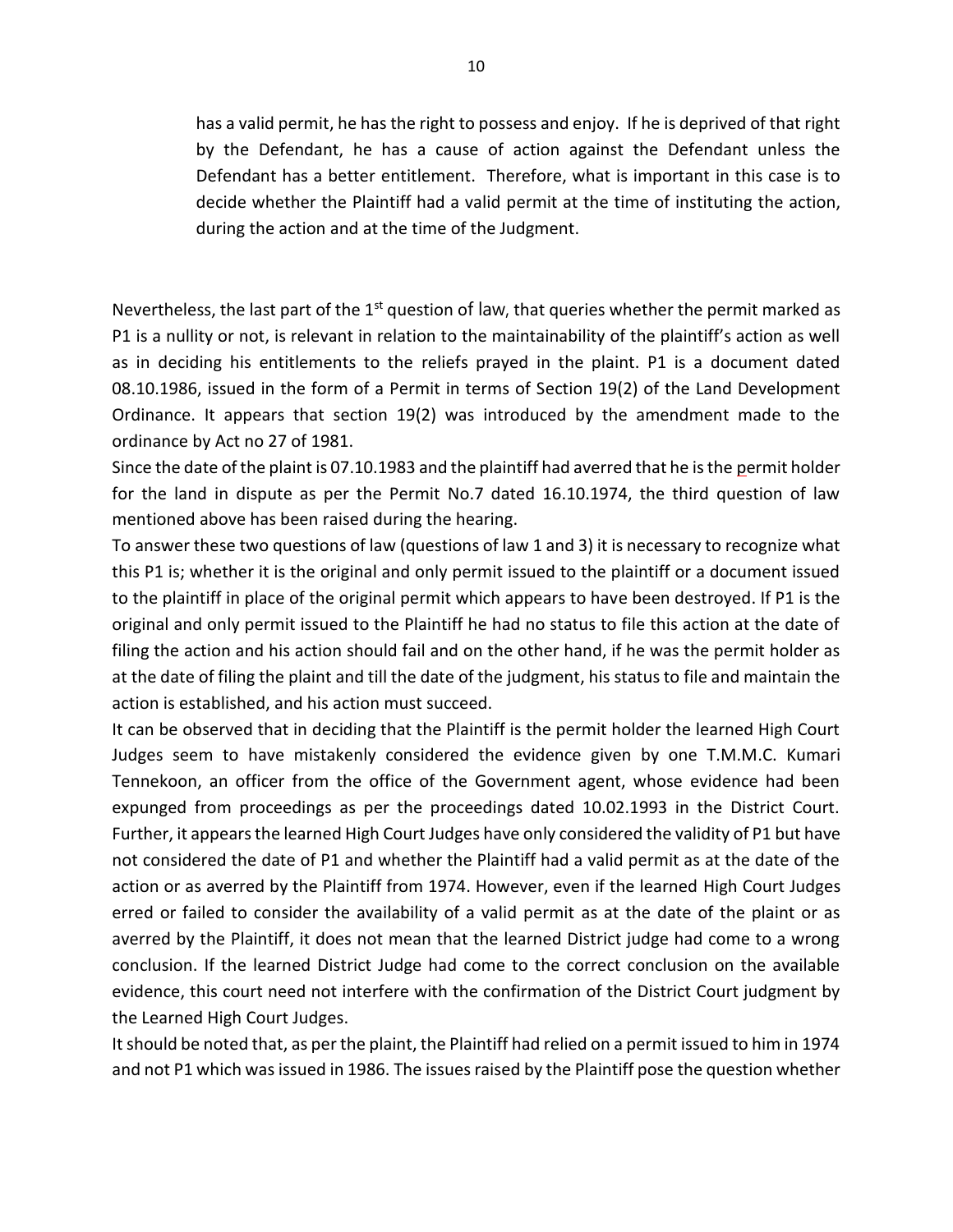> has a valid permit, he has the right to possess and enjoy. If he is deprived of that right by the Defendant, he has a cause of action against the Defendant unless the Defendant has a better entitlement. Therefore, what is important in this case is to decide whether the Plaintiff had a valid permit at the time of instituting the action, during the action and at the time of the Judgment.

Nevertheless, the last part of the 1st question of law, that queries whether the permit marked as P1 is a nullity or not, is relevant in relation to the maintainability of the plaintiff's action as well as in deciding his entitlements to the reliefs prayed in the plaint. P1 is a document dated 08.10.1986, issued in the form of a Permit in terms of Section 19(2) of the Land Development Ordinance. It appears that section 19(2) was introduced by the amendment made to the ordinance by Act no 27 of 1981.

Since the date of the plaint is 07.10.1983 and the plaintiff had averred that he is the permit holder for the land in dispute as per the Permit No.7 dated 16.10.1974, the third question of law mentioned above has been raised during the hearing.

To answer these two questions of law (questions of law 1 and 3) it is necessary to recognize what this P1 is; whether it is the original and only permit issued to the plaintiff or a document issued to the plaintiff in place of the original permit which appears to have been destroyed. If P1 is the original and only permit issued to the Plaintiff he had no status to file this action at the date of filing the action and his action should fail and on the other hand, if he was the permit holder as at the date of filing the plaint and till the date of the judgment, his status to file and maintain the action is established, and his action must succeed.

It can be observed that in deciding that the Plaintiff is the permit holder the learned High Court Judges seem to have mistakenly considered the evidence given by one T.M.M.C. Kumari Tennekoon, an officer from the office of the Government agent, whose evidence had been expunged from proceedings as per the proceedings dated 10.02.1993 in the District Court. Further, it appears the learned High Court Judges have only considered the validity of P1 but have not considered the date of P1 and whether the Plaintiff had a valid permit as at the date of the action or as averred by the Plaintiff from 1974. However, even if the learned High Court Judges erred or failed to consider the availability of a valid permit as at the date of the plaint or as averred by the Plaintiff, it does not mean that the learned District judge had come to a wrong conclusion. If the learned District Judge had come to the correct conclusion on the available evidence, this court need not interfere with the confirmation of the District Court judgment by the Learned High Court Judges.

It should be noted that, as per the plaint, the Plaintiff had relied on a permit issued to him in 1974 and not P1 which was issued in 1986. The issues raised by the Plaintiff pose the question whether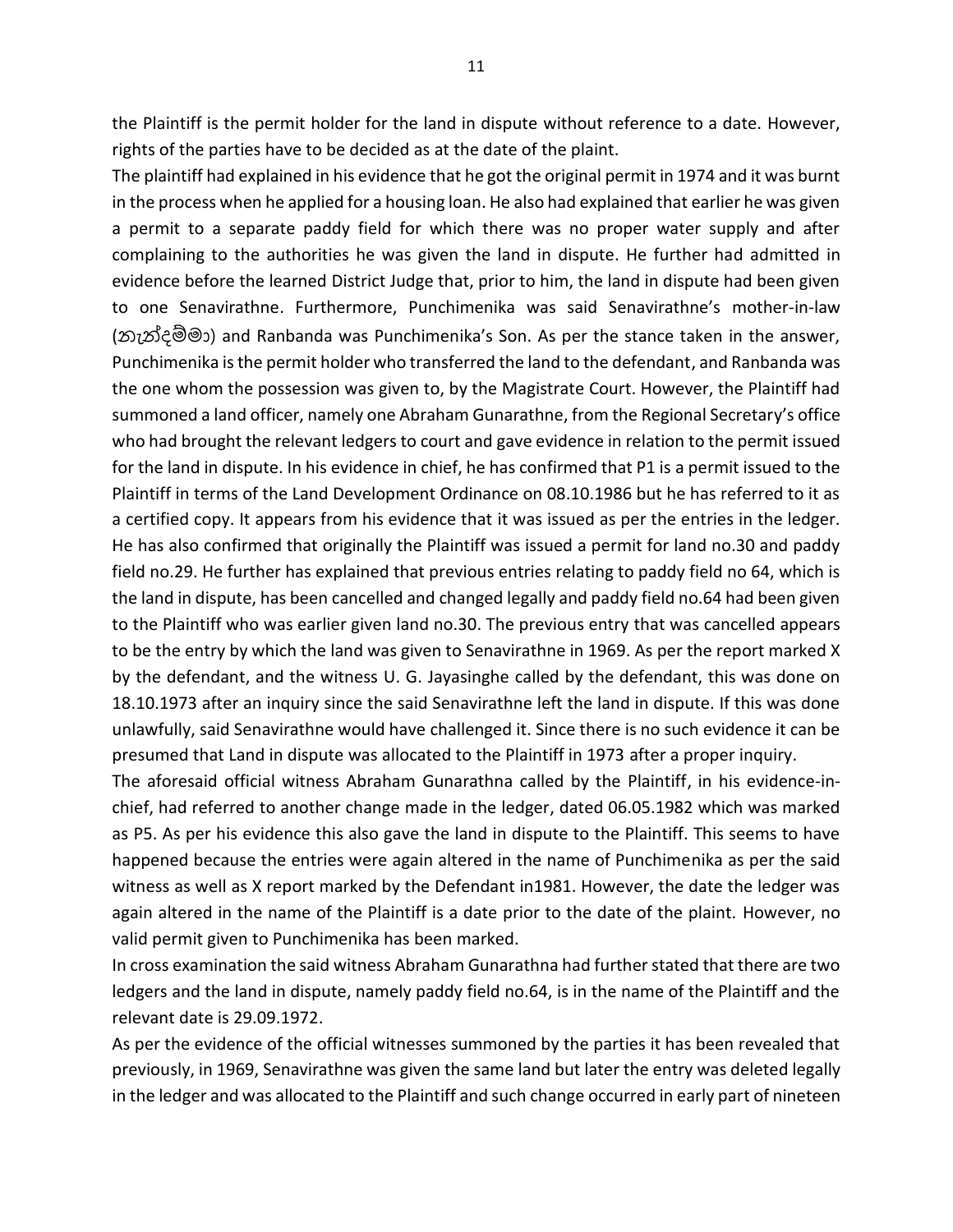the Plaintiff is the permit holder for the land in dispute without reference to a date. However, rights of the parties have to be decided as at the date of the plaint.

The plaintiff had explained in his evidence that he got the original permit in 1974 and it was burnt in the process when he applied for a housing loan. He also had explained that earlier he was given a permit to a separate paddy field for which there was no proper water supply and after complaining to the authorities he was given the land in dispute. He further had admitted in evidence before the learned District Judge that, prior to him, the land in dispute had been given to one Senavirathne. Furthermore, Punchimenika was said Senavirathne's mother-in-law (නැන්දම්මා) and Ranbanda was Punchimenika's Son. As per the stance taken in the answer, Punchimenika is the permit holder who transferred the land to the defendant, and Ranbanda was the one whom the possession was given to, by the Magistrate Court. However, the Plaintiff had summoned a land officer, namely one Abraham Gunarathne, from the Regional Secretary's office who had brought the relevant ledgers to court and gave evidence in relation to the permit issued for the land in dispute. In his evidence in chief, he has confirmed that P1 is a permit issued to the Plaintiff in terms of the Land Development Ordinance on 08.10.1986 but he has referred to it as a certified copy. It appears from his evidence that it was issued as per the entries in the ledger. He has also confirmed that originally the Plaintiff was issued a permit for land no.30 and paddy field no.29. He further has explained that previous entries relating to paddy field no 64, which is the land in dispute, has been cancelled and changed legally and paddy field no.64 had been given to the Plaintiff who was earlier given land no.30. The previous entry that was cancelled appears to be the entry by which the land was given to Senavirathne in 1969. As per the report marked X by the defendant, and the witness U. G. Jayasinghe called by the defendant, this was done on 18.10.1973 after an inquiry since the said Senavirathne left the land in dispute. If this was done unlawfully, said Senavirathne would have challenged it. Since there is no such evidence it can be presumed that Land in dispute was allocated to the Plaintiff in 1973 after a proper inquiry.

The aforesaid official witness Abraham Gunarathna called by the Plaintiff, in his evidence-in-chief, had referred to another change made in the ledger, dated 06.05.1982 which was marked as P5. As per his evidence this also gave the land in dispute to the Plaintiff. This seems to have happened because the entries were again altered in the name of Punchimenika as per the said witness as well as X report marked by the Defendant in1981. However, the date the ledger was again altered in the name of the Plaintiff is a date prior to the date of the plaint. However, no valid permit given to Punchimenika has been marked.

In cross examination the said witness Abraham Gunarathna had further stated that there are two ledgers and the land in dispute, namely paddy field no.64, is in the name of the Plaintiff and the relevant date is 29.09.1972.

As per the evidence of the official witnesses summoned by the parties it has been revealed that previously, in 1969, Senavirathne was given the same land but later the entry was deleted legally in the ledger and was allocated to the Plaintiff and such change occurred in early part of nineteen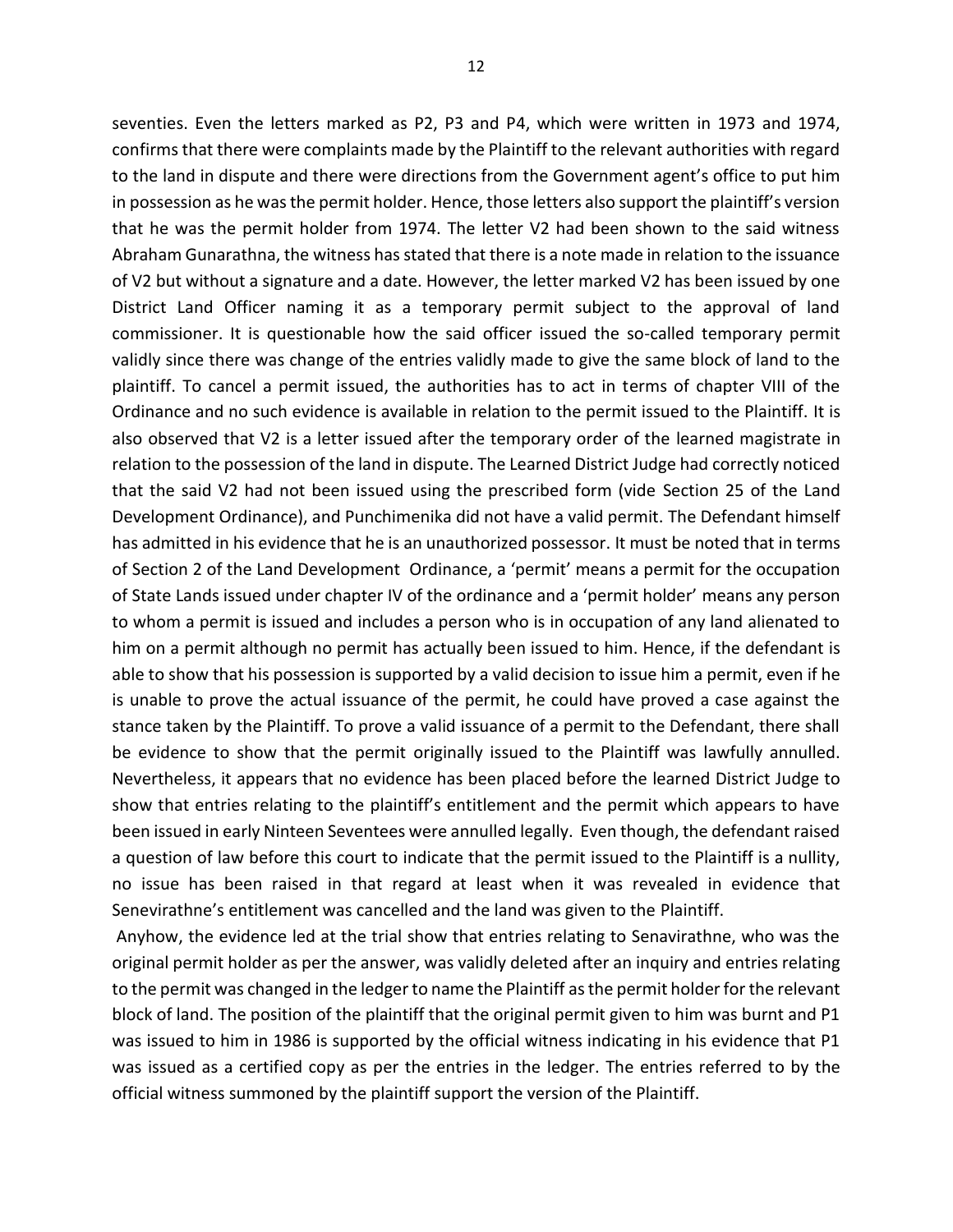seventies. Even the letters marked as P2, P3 and P4, which were written in 1973 and 1974, confirms that there were complaints made by the Plaintiff to the relevant authorities with regard to the land in dispute and there were directions from the Government agent's office to put him in possession as he was the permit holder. Hence, those letters also support the plaintiff's version that he was the permit holder from 1974. The letter V2 had been shown to the said witness Abraham Gunarathna, the witness has stated that there is a note made in relation to the issuance of V2 but without a signature and a date. However, the letter marked V2 has been issued by one District Land Officer naming it as a temporary permit subject to the approval of land commissioner. It is questionable how the said officer issued the so-called temporary permit validly since there was change of the entries validly made to give the same block of land to the plaintiff. To cancel a permit issued, the authorities has to act in terms of chapter VIII of the Ordinance and no such evidence is available in relation to the permit issued to the Plaintiff. It is also observed that V2 is a letter issued after the temporary order of the learned magistrate in relation to the possession of the land in dispute. The Learned District Judge had correctly noticed that the said V2 had not been issued using the prescribed form (vide Section 25 of the Land Development Ordinance), and Punchimenika did not have a valid permit. The Defendant himself has admitted in his evidence that he is an unauthorized possessor. It must be noted that in terms of Section 2 of the Land Development Ordinance, a 'permit' means a permit for the occupation of State Lands issued under chapter IV of the ordinance and a 'permit holder' means any person to whom a permit is issued and includes a person who is in occupation of any land alienated to him on a permit although no permit has actually been issued to him. Hence, if the defendant is able to show that his possession is supported by a valid decision to issue him a permit, even if he is unable to prove the actual issuance of the permit, he could have proved a case against the stance taken by the Plaintiff. To prove a valid issuance of a permit to the Defendant, there shall be evidence to show that the permit originally issued to the Plaintiff was lawfully annulled. Nevertheless, it appears that no evidence has been placed before the learned District Judge to show that entries relating to the plaintiff's entitlement and the permit which appears to have been issued in early Ninteen Seventees were annulled legally. Even though, the defendant raised a question of law before this court to indicate that the permit issued to the Plaintiff is a nullity, no issue has been raised in that regard at least when it was revealed in evidence that Senevirathne's entitlement was cancelled and the land was given to the Plaintiff.

Anyhow, the evidence led at the trial show that entries relating to Senavirathne, who was the original permit holder as per the answer, was validly deleted after an inquiry and entries relating to the permit was changed in the ledger to name the Plaintiff as the permit holder for the relevant block of land. The position of the plaintiff that the original permit given to him was burnt and P1 was issued to him in 1986 is supported by the official witness indicating in his evidence that P1 was issued as a certified copy as per the entries in the ledger. The entries referred to by the official witness summoned by the plaintiff support the version of the Plaintiff.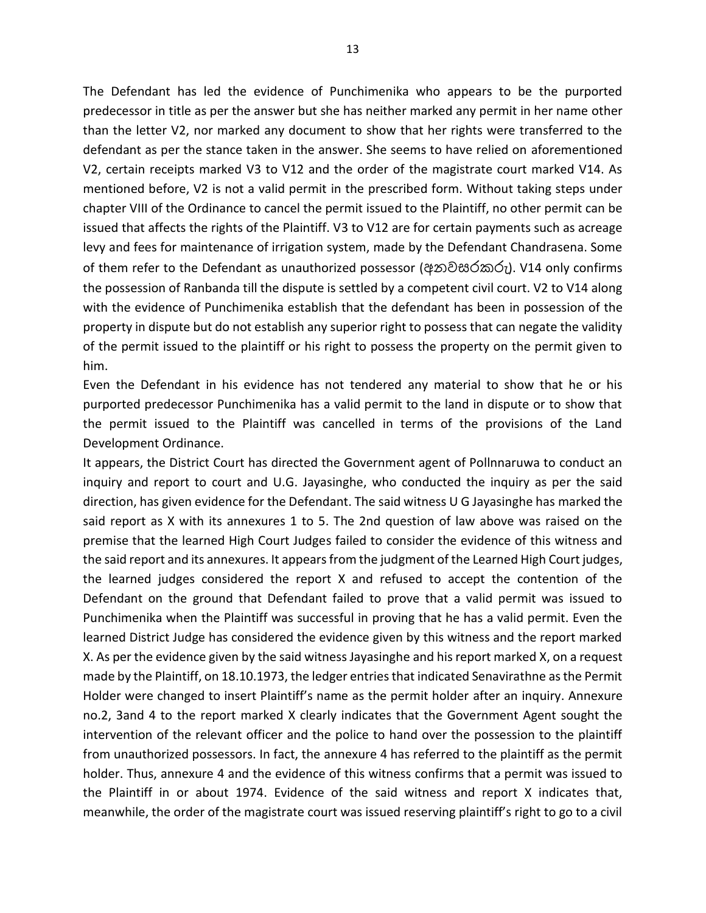The Defendant has led the evidence of Punchimenika who appears to be the purported predecessor in title as per the answer but she has neither marked any permit in her name other than the letter V2, nor marked any document to show that her rights were transferred to the defendant as per the stance taken in the answer. She seems to have relied on aforementioned V2, certain receipts marked V3 to V12 and the order of the magistrate court marked V14. As mentioned before, V2 is not a valid permit in the prescribed form. Without taking steps under chapter VIII of the Ordinance to cancel the permit issued to the Plaintiff, no other permit can be issued that affects the rights of the Plaintiff. V3 to V12 are for certain payments such as acreage levy and fees for maintenance of irrigation system, made by the Defendant Chandrasena. Some of them refer to the Defendant as unauthorized possessor (අනවසරකරු). V14 only confirms the possession of Ranbanda till the dispute is settled by a competent civil court. V2 to V14 along with the evidence of Punchimenika establish that the defendant has been in possession of the property in dispute but do not establish any superior right to possess that can negate the validity of the permit issued to the plaintiff or his right to possess the property on the permit given to him.

Even the Defendant in his evidence has not tendered any material to show that he or his purported predecessor Punchimenika has a valid permit to the land in dispute or to show that the permit issued to the Plaintiff was cancelled in terms of the provisions of the Land Development Ordinance.

It appears, the District Court has directed the Government agent of Pollnnaruwa to conduct an inquiry and report to court and U.G. Jayasinghe, who conducted the inquiry as per the said direction, has given evidence for the Defendant. The said witness U G Jayasinghe has marked the said report as X with its annexures 1 to 5. The 2nd question of law above was raised on the premise that the learned High Court Judges failed to consider the evidence of this witness and the said report and its annexures. It appears from the judgment of the Learned High Court judges, the learned judges considered the report X and refused to accept the contention of the Defendant on the ground that Defendant failed to prove that a valid permit was issued to Punchimenika when the Plaintiff was successful in proving that he has a valid permit. Even the learned District Judge has considered the evidence given by this witness and the report marked X. As per the evidence given by the said witness Jayasinghe and his report marked X, on a request made by the Plaintiff, on 18.10.1973, the ledger entries that indicated Senavirathne as the Permit Holder were changed to insert Plaintiff's name as the permit holder after an inquiry. Annexure no.2, 3and 4 to the report marked X clearly indicates that the Government Agent sought the intervention of the relevant officer and the police to hand over the possession to the plaintiff from unauthorized possessors. In fact, the annexure 4 has referred to the plaintiff as the permit holder. Thus, annexure 4 and the evidence of this witness confirms that a permit was issued to the Plaintiff in or about 1974. Evidence of the said witness and report X indicates that, meanwhile, the order of the magistrate court was issued reserving plaintiff's right to go to a civil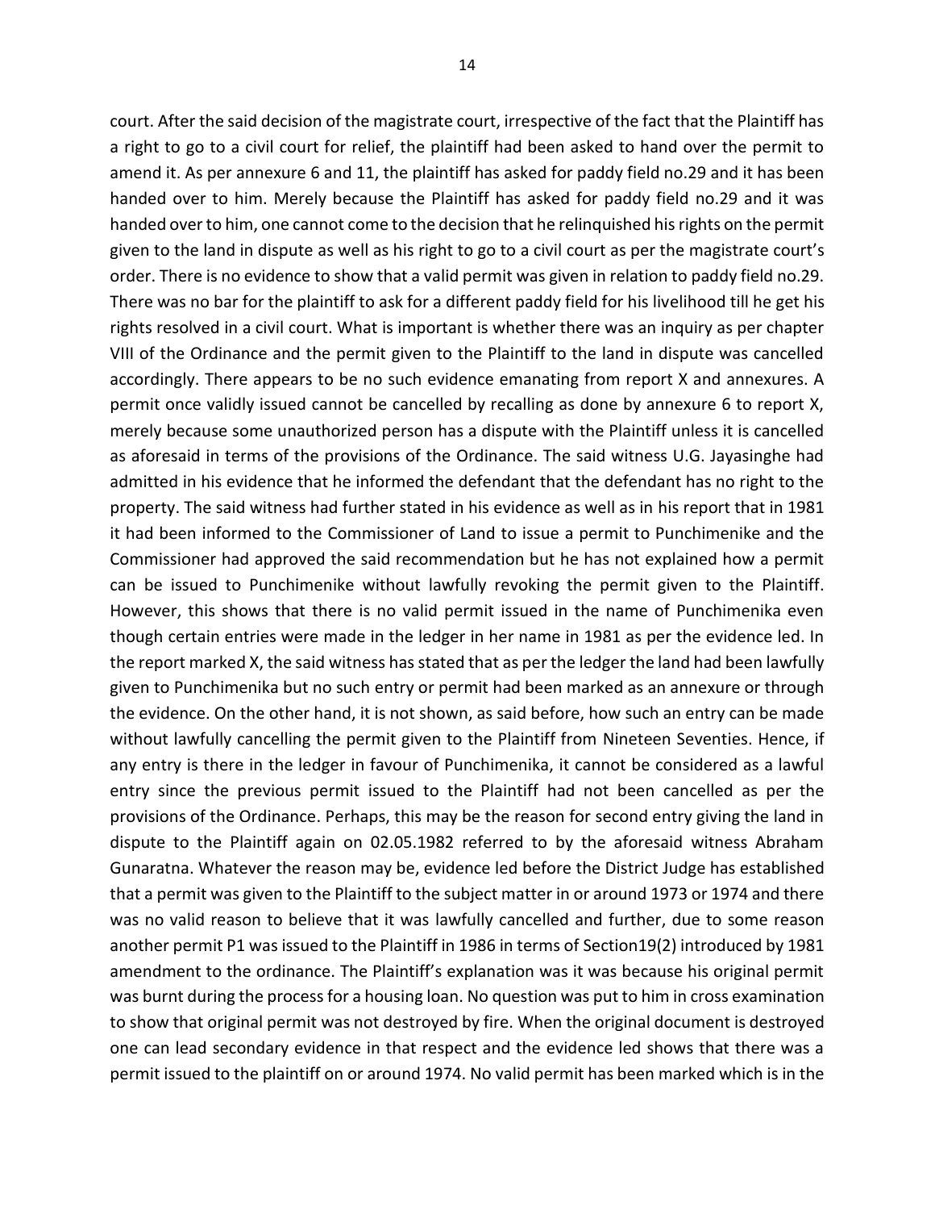court. After the said decision of the magistrate court, irrespective of the fact that the Plaintiff has a right to go to a civil court for relief, the plaintiff had been asked to hand over the permit to amend it. As per annexure 6 and 11, the plaintiff has asked for paddy field no.29 and it has been handed over to him. Merely because the Plaintiff has asked for paddy field no.29 and it was handed over to him, one cannot come to the decision that he relinquished his rights on the permit given to the land in dispute as well as his right to go to a civil court as per the magistrate court's order. There is no evidence to show that a valid permit was given in relation to paddy field no.29. There was no bar for the plaintiff to ask for a different paddy field for his livelihood till he get his rights resolved in a civil court. What is important is whether there was an inquiry as per chapter VIII of the Ordinance and the permit given to the Plaintiff to the land in dispute was cancelled accordingly. There appears to be no such evidence emanating from report X and annexures. A permit once validly issued cannot be cancelled by recalling as done by annexure 6 to report X, merely because some unauthorized person has a dispute with the Plaintiff unless it is cancelled as aforesaid in terms of the provisions of the Ordinance. The said witness U.G. Jayasinghe had admitted in his evidence that he informed the defendant that the defendant has no right to the property. The said witness had further stated in his evidence as well as in his report that in 1981 it had been informed to the Commissioner of Land to issue a permit to Punchimenike and the Commissioner had approved the said recommendation but he has not explained how a permit can be issued to Punchimenike without lawfully revoking the permit given to the Plaintiff. However, this shows that there is no valid permit issued in the name of Punchimenika even though certain entries were made in the ledger in her name in 1981 as per the evidence led. In the report marked X, the said witness has stated that as per the ledger the land had been lawfully given to Punchimenika but no such entry or permit had been marked as an annexure or through the evidence. On the other hand, it is not shown, as said before, how such an entry can be made without lawfully cancelling the permit given to the Plaintiff from Nineteen Seventies. Hence, if any entry is there in the ledger in favour of Punchimenika, it cannot be considered as a lawful entry since the previous permit issued to the Plaintiff had not been cancelled as per the provisions of the Ordinance. Perhaps, this may be the reason for second entry giving the land in dispute to the Plaintiff again on 02.05.1982 referred to by the aforesaid witness Abraham Gunaratna. Whatever the reason may be, evidence led before the District Judge has established that a permit was given to the Plaintiff to the subject matter in or around 1973 or 1974 and there was no valid reason to believe that it was lawfully cancelled and further, due to some reason another permit P1 was issued to the Plaintiff in 1986 in terms of Section19(2) introduced by 1981 amendment to the ordinance. The Plaintiff's explanation was it was because his original permit was burnt during the process for a housing loan. No question was put to him in cross examination to show that original permit was not destroyed by fire. When the original document is destroyed one can lead secondary evidence in that respect and the evidence led shows that there was a permit issued to the plaintiff on or around 1974. No valid permit has been marked which is in the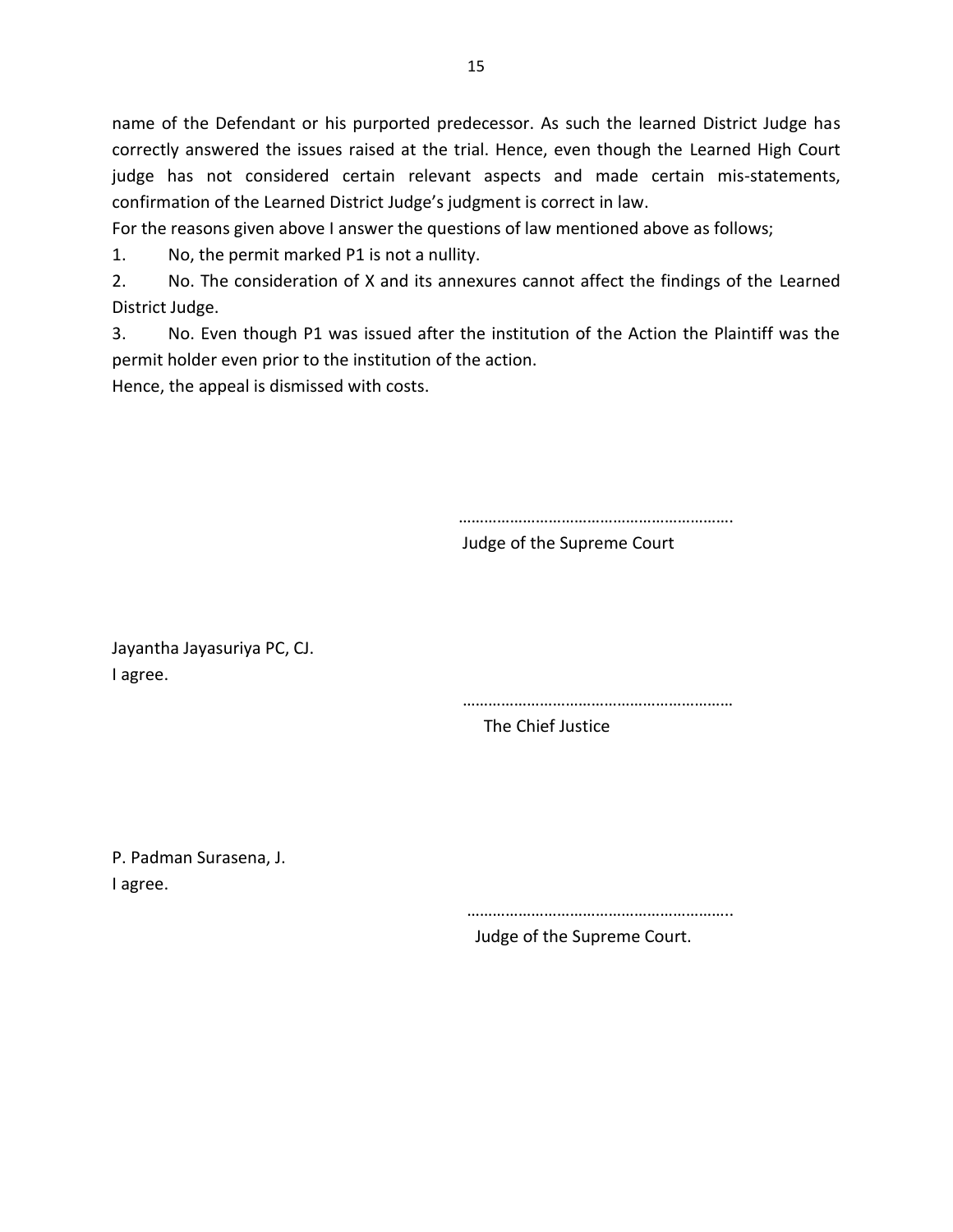name of the Defendant or his purported predecessor. As such the learned District Judge has correctly answered the issues raised at the trial. Hence, even though the Learned High Court judge has not considered certain relevant aspects and made certain mis-statements, confirmation of the Learned District Judge's judgment is correct in law.

For the reasons given above I answer the questions of law mentioned above as follows;

1. No, the permit marked P1 is not a nullity.
2. No. The consideration of X and its annexures cannot affect the findings of the Learned District Judge.
3. No. Even though P1 was issued after the institution of the Action the Plaintiff was the permit holder even prior to the institution of the action.

Hence, the appeal is dismissed with costs.

………………………………………………………

Judge of the Supreme Court

Jayantha Jayasuriya PC, CJ.

I agree.

………………………………………………………

The Chief Justice

P. Padman Surasena, J.

I agree.

………………………………………………………

Judge of the Supreme Court.